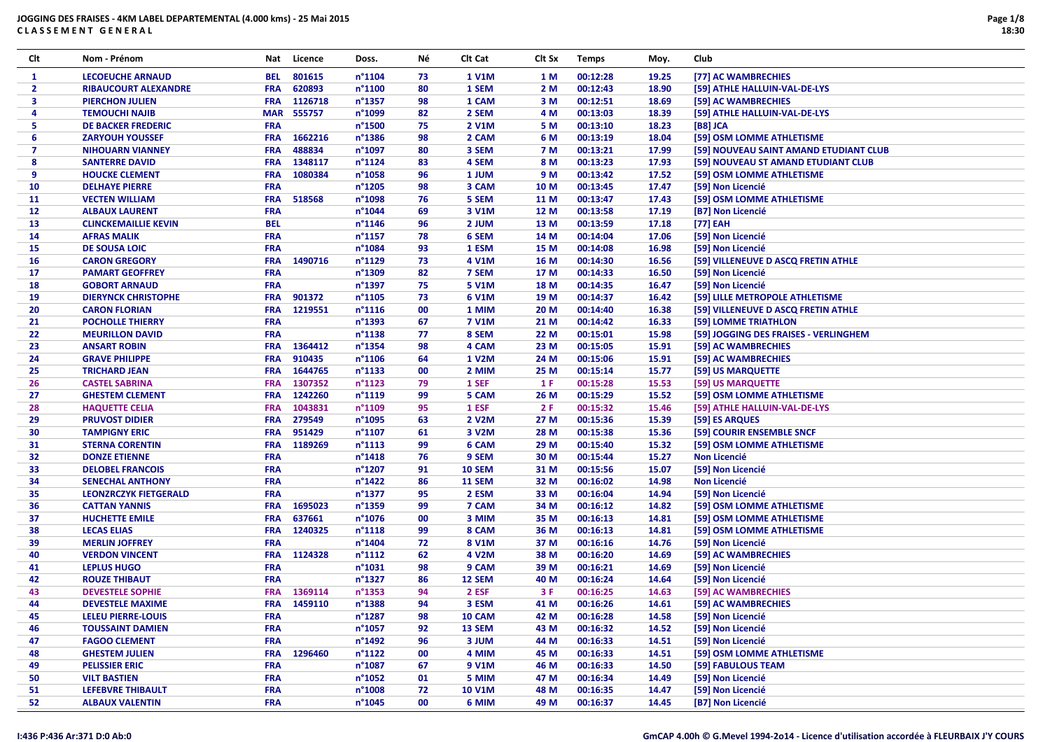# JOGGING DES FRAISES - 4KM LABEL DEPARTEMENTAL (4.000 kms) - 25 Mai 2015

**C L A S S E M E N T   G E N E R A L**

| Clt | Nom - Prénom | Nat | Licence | Doss. | Né | Clt Cat | Clt Sx | Temps | Moy. | Club |
|---|---|---|---|---|---|---|---|---|---|---|
| 1 | LECOEUCHE ARNAUD | BEL | 801615 | n°1104 | 73 | 1 V1M | 1 M | 00:12:28 | 19.25 | [77] AC WAMBRECHIES |
| 2 | RIBAUCOURT ALEXANDRE | FRA | 620893 | n°1100 | 80 | 1 SEM | 2 M | 00:12:43 | 18.90 | [59] ATHLE HALLUIN-VAL-DE-LYS |
| 3 | PIERCHON JULIEN | FRA | 1126718 | n°1357 | 98 | 1 CAM | 3 M | 00:12:51 | 18.69 | [59] AC WAMBRECHIES |
| 4 | TEMOUCHI NAJIB | MAR | 555757 | n°1099 | 82 | 2 SEM | 4 M | 00:13:03 | 18.39 | [59] ATHLE HALLUIN-VAL-DE-LYS |
| 5 | DE BACKER FREDERIC | FRA | | n°1500 | 75 | 2 V1M | 5 M | 00:13:10 | 18.23 | [B8] JCA |
| 6 | ZARYOUH YOUSSEF | FRA | 1662216 | n°1386 | 98 | 2 CAM | 6 M | 00:13:19 | 18.04 | [59] OSM LOMME ATHLETISME |
| 7 | NIHOUARN VIANNEY | FRA | 488834 | n°1097 | 80 | 3 SEM | 7 M | 00:13:21 | 17.99 | [59] NOUVEAU SAINT AMAND ETUDIANT CLUB |
| 8 | SANTERRE DAVID | FRA | 1348117 | n°1124 | 83 | 4 SEM | 8 M | 00:13:23 | 17.93 | [59] NOUVEAU ST AMAND ETUDIANT CLUB |
| 9 | HOUCKE CLEMENT | FRA | 1080384 | n°1058 | 96 | 1 JUM | 9 M | 00:13:42 | 17.52 | [59] OSM LOMME ATHLETISME |
| 10 | DELHAYE PIERRE | FRA | | n°1205 | 98 | 3 CAM | 10 M | 00:13:45 | 17.47 | [59] Non Licencié |
| 11 | VECTEN WILLIAM | FRA | 518568 | n°1098 | 76 | 5 SEM | 11 M | 00:13:47 | 17.43 | [59] OSM LOMME ATHLETISME |
| 12 | ALBAUX LAURENT | FRA | | n°1044 | 69 | 3 V1M | 12 M | 00:13:58 | 17.19 | [B7] Non Licencié |
| 13 | CLINCKEMAILLIE KEVIN | BEL | | n°1146 | 96 | 2 JUM | 13 M | 00:13:59 | 17.18 | [77] EAH |
| 14 | AFRAS MALIK | FRA | | n°1157 | 78 | 6 SEM | 14 M | 00:14:04 | 17.06 | [59] Non Licencié |
| 15 | DE SOUSA LOIC | FRA | | n°1084 | 93 | 1 ESM | 15 M | 00:14:08 | 16.98 | [59] Non Licencié |
| 16 | CARON GREGORY | FRA | 1490716 | n°1129 | 73 | 4 V1M | 16 M | 00:14:30 | 16.56 | [59] VILLENEUVE D ASCQ FRETIN ATHLE |
| 17 | PAMART GEOFFREY | FRA | | n°1309 | 82 | 7 SEM | 17 M | 00:14:33 | 16.50 | [59] Non Licencié |
| 18 | GOBORT ARNAUD | FRA | | n°1397 | 75 | 5 V1M | 18 M | 00:14:35 | 16.47 | [59] Non Licencié |
| 19 | DIERYNCK CHRISTOPHE | FRA | 901372 | n°1105 | 73 | 6 V1M | 19 M | 00:14:37 | 16.42 | [59] LILLE METROPOLE ATHLETISME |
| 20 | CARON FLORIAN | FRA | 1219551 | n°1116 | 00 | 1 MIM | 20 M | 00:14:40 | 16.38 | [59] VILLENEUVE D ASCQ FRETIN ATHLE |
| 21 | POCHOLLE THIERRY | FRA | | n°1393 | 67 | 7 V1M | 21 M | 00:14:42 | 16.33 | [59] LOMME TRIATHLON |
| 22 | MEURILLON DAVID | FRA | | n°1138 | 77 | 8 SEM | 22 M | 00:15:01 | 15.98 | [59] JOGGING DES FRAISES - VERLINGHEM |
| 23 | ANSART ROBIN | FRA | 1364412 | n°1354 | 98 | 4 CAM | 23 M | 00:15:05 | 15.91 | [59] AC WAMBRECHIES |
| 24 | GRAVE PHILIPPE | FRA | 910435 | n°1106 | 64 | 1 V2M | 24 M | 00:15:06 | 15.91 | [59] AC WAMBRECHIES |
| 25 | TRICHARD JEAN | FRA | 1644765 | n°1133 | 00 | 2 MIM | 25 M | 00:15:14 | 15.77 | [59] US MARQUETTE |
| 26 | CASTEL SABRINA | FRA | 1307352 | n°1123 | 79 | 1 SEF | 1 F | 00:15:28 | 15.53 | [59] US MARQUETTE |
| 27 | GHESTEM CLEMENT | FRA | 1242260 | n°1119 | 99 | 5 CAM | 26 M | 00:15:29 | 15.52 | [59] OSM LOMME ATHLETISME |
| 28 | HAQUETTE CELIA | FRA | 1043831 | n°1109 | 95 | 1 ESF | 2 F | 00:15:32 | 15.46 | [59] ATHLE HALLUIN-VAL-DE-LYS |
| 29 | PRUVOST DIDIER | FRA | 279549 | n°1095 | 63 | 2 V2M | 27 M | 00:15:36 | 15.39 | [59] ES ARQUES |
| 30 | TAMPIGNY ERIC | FRA | 951429 | n°1107 | 61 | 3 V2M | 28 M | 00:15:38 | 15.36 | [59] COURIR ENSEMBLE SNCF |
| 31 | STERNA CORENTIN | FRA | 1189269 | n°1113 | 99 | 6 CAM | 29 M | 00:15:40 | 15.32 | [59] OSM LOMME ATHLETISME |
| 32 | DONZE ETIENNE | FRA | | n°1418 | 76 | 9 SEM | 30 M | 00:15:44 | 15.27 | Non Licencié |
| 33 | DELOBEL FRANCOIS | FRA | | n°1207 | 91 | 10 SEM | 31 M | 00:15:56 | 15.07 | [59] Non Licencié |
| 34 | SENECHAL ANTHONY | FRA | | n°1422 | 86 | 11 SEM | 32 M | 00:16:02 | 14.98 | Non Licencié |
| 35 | LEONZRCZYK FIETGERALD | FRA | | n°1377 | 95 | 2 ESM | 33 M | 00:16:04 | 14.94 | [59] Non Licencié |
| 36 | CATTAN YANNIS | FRA | 1695023 | n°1359 | 99 | 7 CAM | 34 M | 00:16:12 | 14.82 | [59] OSM LOMME ATHLETISME |
| 37 | HUCHETTE EMILE | FRA | 637661 | n°1076 | 00 | 3 MIM | 35 M | 00:16:13 | 14.81 | [59] OSM LOMME ATHLETISME |
| 38 | LECAS ELIAS | FRA | 1240325 | n°1118 | 99 | 8 CAM | 36 M | 00:16:13 | 14.81 | [59] OSM LOMME ATHLETISME |
| 39 | MERLIN JOFFREY | FRA | | n°1404 | 72 | 8 V1M | 37 M | 00:16:16 | 14.76 | [59] Non Licencié |
| 40 | VERDON VINCENT | FRA | 1124328 | n°1112 | 62 | 4 V2M | 38 M | 00:16:20 | 14.69 | [59] AC WAMBRECHIES |
| 41 | LEPLUS HUGO | FRA | | n°1031 | 98 | 9 CAM | 39 M | 00:16:21 | 14.69 | [59] Non Licencié |
| 42 | ROUZE THIBAUT | FRA | | n°1327 | 86 | 12 SEM | 40 M | 00:16:24 | 14.64 | [59] Non Licencié |
| 43 | DEVESTELE SOPHIE | FRA | 1369114 | n°1353 | 94 | 2 ESF | 3 F | 00:16:25 | 14.63 | [59] AC WAMBRECHIES |
| 44 | DEVESTELE MAXIME | FRA | 1459110 | n°1388 | 94 | 3 ESM | 41 M | 00:16:26 | 14.61 | [59] AC WAMBRECHIES |
| 45 | LELEU PIERRE-LOUIS | FRA | | n°1287 | 98 | 10 CAM | 42 M | 00:16:28 | 14.58 | [59] Non Licencié |
| 46 | TOUSSAINT DAMIEN | FRA | | n°1057 | 92 | 13 SEM | 43 M | 00:16:32 | 14.52 | [59] Non Licencié |
| 47 | FAGOO CLEMENT | FRA | | n°1492 | 96 | 3 JUM | 44 M | 00:16:33 | 14.51 | [59] Non Licencié |
| 48 | GHESTEM JULIEN | FRA | 1296460 | n°1122 | 00 | 4 MIM | 45 M | 00:16:33 | 14.51 | [59] OSM LOMME ATHLETISME |
| 49 | PELISSIER ERIC | FRA | | n°1087 | 67 | 9 V1M | 46 M | 00:16:33 | 14.50 | [59] FABULOUS TEAM |
| 50 | VILT BASTIEN | FRA | | n°1052 | 01 | 5 MIM | 47 M | 00:16:34 | 14.49 | [59] Non Licencié |
| 51 | LEFEBVRE THIBAULT | FRA | | n°1008 | 72 | 10 V1M | 48 M | 00:16:35 | 14.47 | [59] Non Licencié |
| 52 | ALBAUX VALENTIN | FRA | | n°1045 | 00 | 6 MIM | 49 M | 00:16:37 | 14.45 | [B7] Non Licencié |

I:436 P:436 Ar:371 D:0 Ab:0

GmCAP 4.00h © G.Mevel 1994-2o14 - Licence d'utilisation accordée à FLEURBAIX J'Y COURS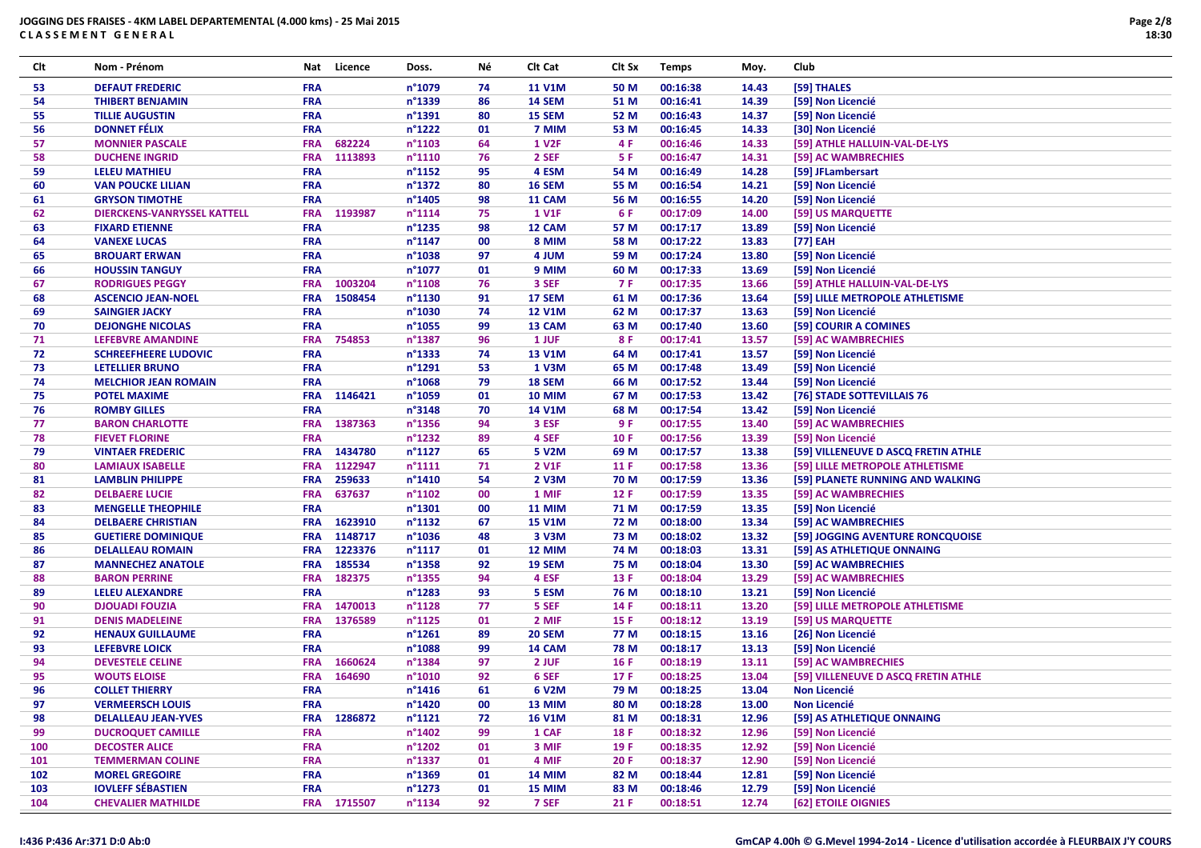**JOGGING DES FRAISES - 4KM LABEL DEPARTEMENTAL (4.000 kms) - 25 Mai 2015**
**C L A S S E M E N T   G E N E R A L**

| Clt | Nom - Prénom | Nat | Licence | Doss. | Né | Clt Cat | Clt Sx | Temps | Moy. | Club |
|---|---|---|---|---|---|---|---|---|---|---|
| 53 | DEFAUT FREDERIC | FRA | | n°1079 | 74 | 11 V1M | 50 M | 00:16:38 | 14.43 | [59] THALES |
| 54 | THIBERT BENJAMIN | FRA | | n°1339 | 86 | 14 SEM | 51 M | 00:16:41 | 14.39 | [59] Non Licencié |
| 55 | TILLIE AUGUSTIN | FRA | | n°1391 | 80 | 15 SEM | 52 M | 00:16:43 | 14.37 | [59] Non Licencié |
| 56 | DONNET FÉLIX | FRA | | n°1222 | 01 | 7 MIM | 53 M | 00:16:45 | 14.33 | [30] Non Licencié |
| 57 | MONNIER PASCALE | FRA | 682224 | n°1103 | 64 | 1 V2F | 4 F | 00:16:46 | 14.33 | [59] ATHLE HALLUIN-VAL-DE-LYS |
| 58 | DUCHENE INGRID | FRA | 1113893 | n°1110 | 76 | 2 SEF | 5 F | 00:16:47 | 14.31 | [59] AC WAMBRECHIES |
| 59 | LELEU MATHIEU | FRA | | n°1152 | 95 | 4 ESM | 54 M | 00:16:49 | 14.28 | [59] JFLambersart |
| 60 | VAN POUCKE LILIAN | FRA | | n°1372 | 80 | 16 SEM | 55 M | 00:16:54 | 14.21 | [59] Non Licencié |
| 61 | GRYSON TIMOTHE | FRA | | n°1405 | 98 | 11 CAM | 56 M | 00:16:55 | 14.20 | [59] Non Licencié |
| 62 | DIERCKENS-VANRYSSEL KATTELL | FRA | 1193987 | n°1114 | 75 | 1 V1F | 6 F | 00:17:09 | 14.00 | [59] US MARQUETTE |
| 63 | FIXARD ETIENNE | FRA | | n°1235 | 98 | 12 CAM | 57 M | 00:17:17 | 13.89 | [59] Non Licencié |
| 64 | VANEXE LUCAS | FRA | | n°1147 | 00 | 8 MIM | 58 M | 00:17:22 | 13.83 | [77] EAH |
| 65 | BROUART ERWAN | FRA | | n°1038 | 97 | 4 JUM | 59 M | 00:17:24 | 13.80 | [59] Non Licencié |
| 66 | HOUSSIN TANGUY | FRA | | n°1077 | 01 | 9 MIM | 60 M | 00:17:33 | 13.69 | [59] Non Licencié |
| 67 | RODRIGUES PEGGY | FRA | 1003204 | n°1108 | 76 | 3 SEF | 7 F | 00:17:35 | 13.66 | [59] ATHLE HALLUIN-VAL-DE-LYS |
| 68 | ASCENCIO JEAN-NOEL | FRA | 1508454 | n°1130 | 91 | 17 SEM | 61 M | 00:17:36 | 13.64 | [59] LILLE METROPOLE ATHLETISME |
| 69 | SAINGIER JACKY | FRA | | n°1030 | 74 | 12 V1M | 62 M | 00:17:37 | 13.63 | [59] Non Licencié |
| 70 | DEJONGHE NICOLAS | FRA | | n°1055 | 99 | 13 CAM | 63 M | 00:17:40 | 13.60 | [59] COURIR A COMINES |
| 71 | LEFEBVRE AMANDINE | FRA | 754853 | n°1387 | 96 | 1 JUF | 8 F | 00:17:41 | 13.57 | [59] AC WAMBRECHIES |
| 72 | SCHREEFHEERE LUDOVIC | FRA | | n°1333 | 74 | 13 V1M | 64 M | 00:17:41 | 13.57 | [59] Non Licencié |
| 73 | LETELLIER BRUNO | FRA | | n°1291 | 53 | 1 V3M | 65 M | 00:17:48 | 13.49 | [59] Non Licencié |
| 74 | MELCHIOR JEAN ROMAIN | FRA | | n°1068 | 79 | 18 SEM | 66 M | 00:17:52 | 13.44 | [59] Non Licencié |
| 75 | POTEL MAXIME | FRA | 1146421 | n°1059 | 01 | 10 MIM | 67 M | 00:17:53 | 13.42 | [76] STADE SOTTEVILLAIS 76 |
| 76 | ROMBY GILLES | FRA | | n°3148 | 70 | 14 V1M | 68 M | 00:17:54 | 13.42 | [59] Non Licencié |
| 77 | BARON CHARLOTTE | FRA | 1387363 | n°1356 | 94 | 3 ESF | 9 F | 00:17:55 | 13.40 | [59] AC WAMBRECHIES |
| 78 | FIEVET FLORINE | FRA | | n°1232 | 89 | 4 SEF | 10 F | 00:17:56 | 13.39 | [59] Non Licencié |
| 79 | VINTAER FREDERIC | FRA | 1434780 | n°1127 | 65 | 5 V2M | 69 M | 00:17:57 | 13.38 | [59] VILLENEUVE D ASCQ FRETIN ATHLE |
| 80 | LAMIAUX ISABELLE | FRA | 1122947 | n°1111 | 71 | 2 V1F | 11 F | 00:17:58 | 13.36 | [59] LILLE METROPOLE ATHLETISME |
| 81 | LAMBLIN PHILIPPE | FRA | 259633 | n°1410 | 54 | 2 V3M | 70 M | 00:17:59 | 13.36 | [59] PLANETE RUNNING AND WALKING |
| 82 | DELBAERE LUCIE | FRA | 637637 | n°1102 | 00 | 1 MIF | 12 F | 00:17:59 | 13.35 | [59] AC WAMBRECHIES |
| 83 | MENGELLE THEOPHILE | FRA | | n°1301 | 00 | 11 MIM | 71 M | 00:17:59 | 13.35 | [59] Non Licencié |
| 84 | DELBAERE CHRISTIAN | FRA | 1623910 | n°1132 | 67 | 15 V1M | 72 M | 00:18:00 | 13.34 | [59] AC WAMBRECHIES |
| 85 | GUETIERE DOMINIQUE | FRA | 1148717 | n°1036 | 48 | 3 V3M | 73 M | 00:18:02 | 13.32 | [59] JOGGING AVENTURE RONCQUOISE |
| 86 | DELALLEAU ROMAIN | FRA | 1223376 | n°1117 | 01 | 12 MIM | 74 M | 00:18:03 | 13.31 | [59] AS ATHLETIQUE ONNAING |
| 87 | MANNECHEZ ANATOLE | FRA | 185534 | n°1358 | 92 | 19 SEM | 75 M | 00:18:04 | 13.30 | [59] AC WAMBRECHIES |
| 88 | BARON PERRINE | FRA | 182375 | n°1355 | 94 | 4 ESF | 13 F | 00:18:04 | 13.29 | [59] AC WAMBRECHIES |
| 89 | LELEU ALEXANDRE | FRA | | n°1283 | 93 | 5 ESM | 76 M | 00:18:10 | 13.21 | [59] Non Licencié |
| 90 | DJOUADI FOUZIA | FRA | 1470013 | n°1128 | 77 | 5 SEF | 14 F | 00:18:11 | 13.20 | [59] LILLE METROPOLE ATHLETISME |
| 91 | DENIS MADELEINE | FRA | 1376589 | n°1125 | 01 | 2 MIF | 15 F | 00:18:12 | 13.19 | [59] US MARQUETTE |
| 92 | HENAUX GUILLAUME | FRA | | n°1261 | 89 | 20 SEM | 77 M | 00:18:15 | 13.16 | [26] Non Licencié |
| 93 | LEFEBVRE LOICK | FRA | | n°1088 | 99 | 14 CAM | 78 M | 00:18:17 | 13.13 | [59] Non Licencié |
| 94 | DEVESTELE CELINE | FRA | 1660624 | n°1384 | 97 | 2 JUF | 16 F | 00:18:19 | 13.11 | [59] AC WAMBRECHIES |
| 95 | WOUTS ELOISE | FRA | 164690 | n°1010 | 92 | 6 SEF | 17 F | 00:18:25 | 13.04 | [59] VILLENEUVE D ASCQ FRETIN ATHLE |
| 96 | COLLET THIERRY | FRA | | n°1416 | 61 | 6 V2M | 79 M | 00:18:25 | 13.04 | Non Licencié |
| 97 | VERMEERSCH LOUIS | FRA | | n°1420 | 00 | 13 MIM | 80 M | 00:18:28 | 13.00 | Non Licencié |
| 98 | DELALLEAU JEAN-YVES | FRA | 1286872 | n°1121 | 72 | 16 V1M | 81 M | 00:18:31 | 12.96 | [59] AS ATHLETIQUE ONNAING |
| 99 | DUCROQUET CAMILLE | FRA | | n°1402 | 99 | 1 CAF | 18 F | 00:18:32 | 12.96 | [59] Non Licencié |
| 100 | DECOSTER ALICE | FRA | | n°1202 | 01 | 3 MIF | 19 F | 00:18:35 | 12.92 | [59] Non Licencié |
| 101 | TEMMERMAN COLINE | FRA | | n°1337 | 01 | 4 MIF | 20 F | 00:18:37 | 12.90 | [59] Non Licencié |
| 102 | MOREL GREGOIRE | FRA | | n°1369 | 01 | 14 MIM | 82 M | 00:18:44 | 12.81 | [59] Non Licencié |
| 103 | IOVLEFF SÉBASTIEN | FRA | | n°1273 | 01 | 15 MIM | 83 M | 00:18:46 | 12.79 | [59] Non Licencié |
| 104 | CHEVALIER MATHILDE | FRA | 1715507 | n°1134 | 92 | 7 SEF | 21 F | 00:18:51 | 12.74 | [62] ETOILE OIGNIES |

I:436 P:436 Ar:371 D:0 Ab:0

GmCAP 4.00h © G.Mevel 1994-2o14 - Licence d'utilisation accordée à FLEURBAIX J'Y COURS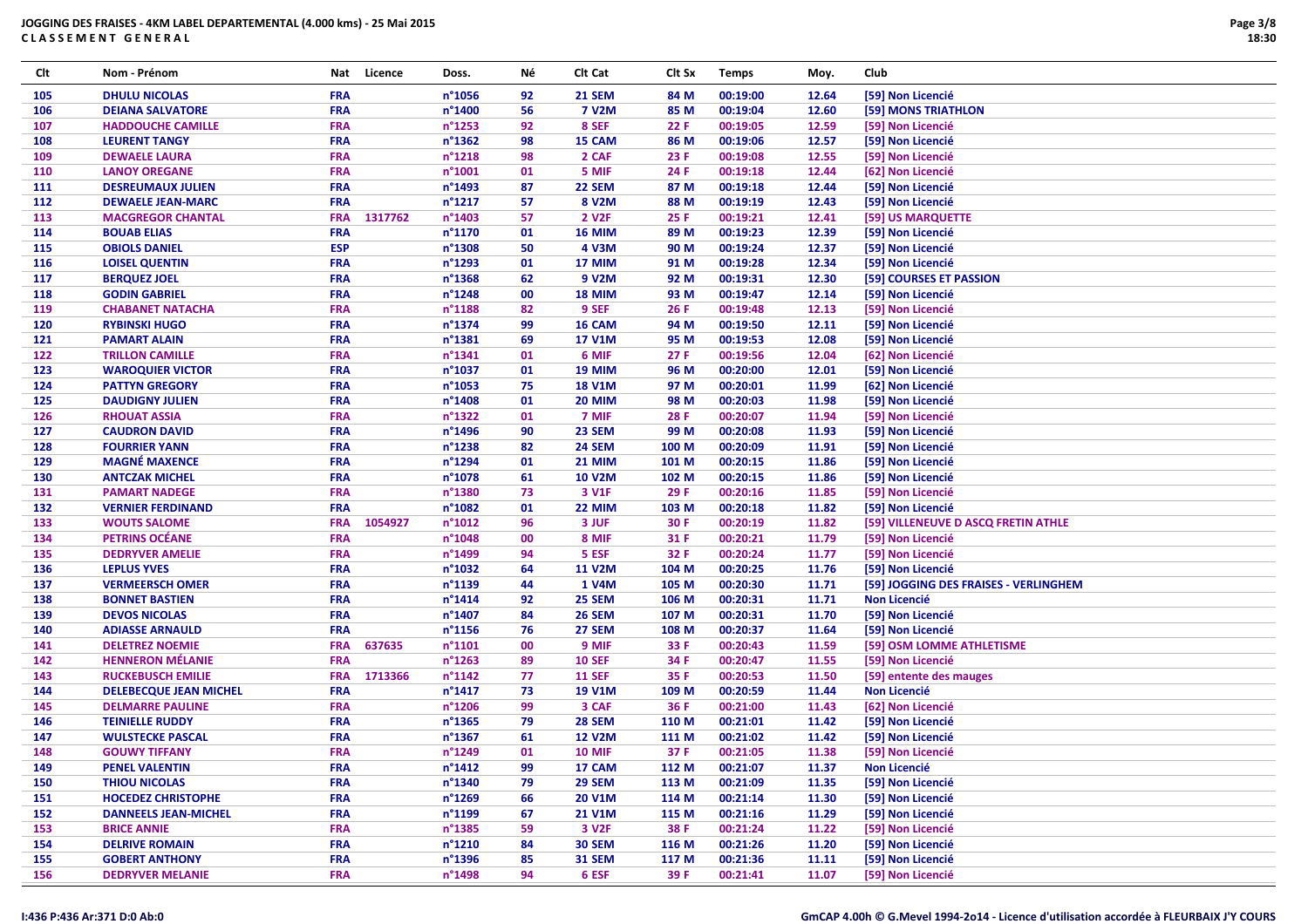**JOGGING DES FRAISES - 4KM LABEL DEPARTEMENTAL (4.000 kms) - 25 Mai 2015**
**CLASSEMENT GENERAL**

| Clt | Nom - Prénom | Nat | Licence | Doss. | Né | Clt Cat | Clt Sx | Temps | Moy. | Club |
|---|---|---|---|---|---|---|---|---|---|---|
| 105 | DHULU NICOLAS | FRA | | n°1056 | 92 | 21 SEM | 84 M | 00:19:00 | 12.64 | [59] Non Licencié |
| 106 | DEIANA SALVATORE | FRA | | n°1400 | 56 | 7 V2M | 85 M | 00:19:04 | 12.60 | [59] MONS TRIATHLON |
| 107 | HADDOUCHE CAMILLE | FRA | | n°1253 | 92 | 8 SEF | 22 F | 00:19:05 | 12.59 | [59] Non Licencié |
| 108 | LEURENT TANGY | FRA | | n°1362 | 98 | 15 CAM | 86 M | 00:19:06 | 12.57 | [59] Non Licencié |
| 109 | DEWAELE LAURA | FRA | | n°1218 | 98 | 2 CAF | 23 F | 00:19:08 | 12.55 | [59] Non Licencié |
| 110 | LANOY OREGANE | FRA | | n°1001 | 01 | 5 MIF | 24 F | 00:19:18 | 12.44 | [62] Non Licencié |
| 111 | DESREUMAUX JULIEN | FRA | | n°1493 | 87 | 22 SEM | 87 M | 00:19:18 | 12.44 | [59] Non Licencié |
| 112 | DEWAELE JEAN-MARC | FRA | | n°1217 | 57 | 8 V2M | 88 M | 00:19:19 | 12.43 | [59] Non Licencié |
| 113 | MACGREGOR CHANTAL | FRA | 1317762 | n°1403 | 57 | 2 V2F | 25 F | 00:19:21 | 12.41 | [59] US MARQUETTE |
| 114 | BOUAB ELIAS | FRA | | n°1170 | 01 | 16 MIM | 89 M | 00:19:23 | 12.39 | [59] Non Licencié |
| 115 | OBIOLS DANIEL | ESP | | n°1308 | 50 | 4 V3M | 90 M | 00:19:24 | 12.37 | [59] Non Licencié |
| 116 | LOISEL QUENTIN | FRA | | n°1293 | 01 | 17 MIM | 91 M | 00:19:28 | 12.34 | [59] Non Licencié |
| 117 | BERQUEZ JOEL | FRA | | n°1368 | 62 | 9 V2M | 92 M | 00:19:31 | 12.30 | [59] COURSES ET PASSION |
| 118 | GODIN GABRIEL | FRA | | n°1248 | 00 | 18 MIM | 93 M | 00:19:47 | 12.14 | [59] Non Licencié |
| 119 | CHABANET NATACHA | FRA | | n°1188 | 82 | 9 SEF | 26 F | 00:19:48 | 12.13 | [59] Non Licencié |
| 120 | RYBINSKI HUGO | FRA | | n°1374 | 99 | 16 CAM | 94 M | 00:19:50 | 12.11 | [59] Non Licencié |
| 121 | PAMART ALAIN | FRA | | n°1381 | 69 | 17 V1M | 95 M | 00:19:53 | 12.08 | [59] Non Licencié |
| 122 | TRILLON CAMILLE | FRA | | n°1341 | 01 | 6 MIF | 27 F | 00:19:56 | 12.04 | [62] Non Licencié |
| 123 | WAROQUIER VICTOR | FRA | | n°1037 | 01 | 19 MIM | 96 M | 00:20:00 | 12.01 | [59] Non Licencié |
| 124 | PATTYN GREGORY | FRA | | n°1053 | 75 | 18 V1M | 97 M | 00:20:01 | 11.99 | [62] Non Licencié |
| 125 | DAUDIGNY JULIEN | FRA | | n°1408 | 01 | 20 MIM | 98 M | 00:20:03 | 11.98 | [59] Non Licencié |
| 126 | RHOUAT ASSIA | FRA | | n°1322 | 01 | 7 MIF | 28 F | 00:20:07 | 11.94 | [59] Non Licencié |
| 127 | CAUDRON DAVID | FRA | | n°1496 | 90 | 23 SEM | 99 M | 00:20:08 | 11.93 | [59] Non Licencié |
| 128 | FOURRIER YANN | FRA | | n°1238 | 82 | 24 SEM | 100 M | 00:20:09 | 11.91 | [59] Non Licencié |
| 129 | MAGNÉ MAXENCE | FRA | | n°1294 | 01 | 21 MIM | 101 M | 00:20:15 | 11.86 | [59] Non Licencié |
| 130 | ANTCZAK MICHEL | FRA | | n°1078 | 61 | 10 V2M | 102 M | 00:20:15 | 11.86 | [59] Non Licencié |
| 131 | PAMART NADEGE | FRA | | n°1380 | 73 | 3 V1F | 29 F | 00:20:16 | 11.85 | [59] Non Licencié |
| 132 | VERNIER FERDINAND | FRA | | n°1082 | 01 | 22 MIM | 103 M | 00:20:18 | 11.82 | [59] Non Licencié |
| 133 | WOUTS SALOME | FRA | 1054927 | n°1012 | 96 | 3 JUF | 30 F | 00:20:19 | 11.82 | [59] VILLENEUVE D ASCQ FRETIN ATHLE |
| 134 | PETRINS OCÉANE | FRA | | n°1048 | 00 | 8 MIF | 31 F | 00:20:21 | 11.79 | [59] Non Licencié |
| 135 | DEDRYVER AMELIE | FRA | | n°1499 | 94 | 5 ESF | 32 F | 00:20:24 | 11.77 | [59] Non Licencié |
| 136 | LEPLUS YVES | FRA | | n°1032 | 64 | 11 V2M | 104 M | 00:20:25 | 11.76 | [59] Non Licencié |
| 137 | VERMEERSCH OMER | FRA | | n°1139 | 44 | 1 V4M | 105 M | 00:20:30 | 11.71 | [59] JOGGING DES FRAISES - VERLINGHEM |
| 138 | BONNET BASTIEN | FRA | | n°1414 | 92 | 25 SEM | 106 M | 00:20:31 | 11.71 | Non Licencié |
| 139 | DEVOS NICOLAS | FRA | | n°1407 | 84 | 26 SEM | 107 M | 00:20:31 | 11.70 | [59] Non Licencié |
| 140 | ADIASSE ARNAULD | FRA | | n°1156 | 76 | 27 SEM | 108 M | 00:20:37 | 11.64 | [59] Non Licencié |
| 141 | DELETREZ NOEMIE | FRA | 637635 | n°1101 | 00 | 9 MIF | 33 F | 00:20:43 | 11.59 | [59] OSM LOMME ATHLETISME |
| 142 | HENNERON MÉLANIE | FRA | | n°1263 | 89 | 10 SEF | 34 F | 00:20:47 | 11.55 | [59] Non Licencié |
| 143 | RUCKEBUSCH EMILIE | FRA | 1713366 | n°1142 | 77 | 11 SEF | 35 F | 00:20:53 | 11.50 | [59] entente des mauges |
| 144 | DELEBECQUE JEAN MICHEL | FRA | | n°1417 | 73 | 19 V1M | 109 M | 00:20:59 | 11.44 | Non Licencié |
| 145 | DELMARRE PAULINE | FRA | | n°1206 | 99 | 3 CAF | 36 F | 00:21:00 | 11.43 | [62] Non Licencié |
| 146 | TEINIELLE RUDDY | FRA | | n°1365 | 79 | 28 SEM | 110 M | 00:21:01 | 11.42 | [59] Non Licencié |
| 147 | WULSTECKE PASCAL | FRA | | n°1367 | 61 | 12 V2M | 111 M | 00:21:02 | 11.42 | [59] Non Licencié |
| 148 | GOUWY TIFFANY | FRA | | n°1249 | 01 | 10 MIF | 37 F | 00:21:05 | 11.38 | [59] Non Licencié |
| 149 | PENEL VALENTIN | FRA | | n°1412 | 99 | 17 CAM | 112 M | 00:21:07 | 11.37 | Non Licencié |
| 150 | THIOU NICOLAS | FRA | | n°1340 | 79 | 29 SEM | 113 M | 00:21:09 | 11.35 | [59] Non Licencié |
| 151 | HOCEDEZ CHRISTOPHE | FRA | | n°1269 | 66 | 20 V1M | 114 M | 00:21:14 | 11.30 | [59] Non Licencié |
| 152 | DANNEELS JEAN-MICHEL | FRA | | n°1199 | 67 | 21 V1M | 115 M | 00:21:16 | 11.29 | [59] Non Licencié |
| 153 | BRICE ANNIE | FRA | | n°1385 | 59 | 3 V2F | 38 F | 00:21:24 | 11.22 | [59] Non Licencié |
| 154 | DELRIVE ROMAIN | FRA | | n°1210 | 84 | 30 SEM | 116 M | 00:21:26 | 11.20 | [59] Non Licencié |
| 155 | GOBERT ANTHONY | FRA | | n°1396 | 85 | 31 SEM | 117 M | 00:21:36 | 11.11 | [59] Non Licencié |
| 156 | DEDRYVER MELANIE | FRA | | n°1498 | 94 | 6 ESF | 39 F | 00:21:41 | 11.07 | [59] Non Licencié |

I:436 P:436 Ar:371 D:0 Ab:0

GmCAP 4.00h © G.Mevel 1994-2o14 - Licence d'utilisation accordée à FLEURBAIX J'Y COURS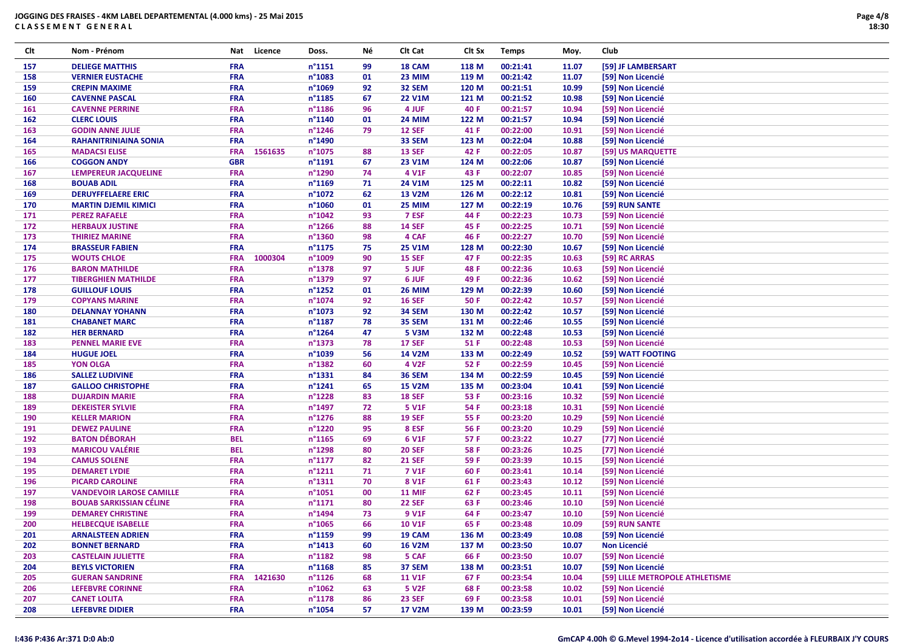# JOGGING DES FRAISES - 4KM LABEL DEPARTEMENTAL (4.000 kms) - 25 Mai 2015

## CLASSEMENT GENERAL

| Clt | Nom - Prénom | Nat | Licence | Doss. | Né | Clt Cat | Clt Sx | Temps | Moy. | Club |
|---|---|---|---|---|---|---|---|---|---|---|
| 157 | DELIEGE MATTHIS | FRA | | n°1151 | 99 | 18 CAM | 118 M | 00:21:41 | 11.07 | [59] JF LAMBERSART |
| 158 | VERNIER EUSTACHE | FRA | | n°1083 | 01 | 23 MIM | 119 M | 00:21:42 | 11.07 | [59] Non Licencié |
| 159 | CREPIN MAXIME | FRA | | n°1069 | 92 | 32 SEM | 120 M | 00:21:51 | 10.99 | [59] Non Licencié |
| 160 | CAVENNE PASCAL | FRA | | n°1185 | 67 | 22 V1M | 121 M | 00:21:52 | 10.98 | [59] Non Licencié |
| 161 | CAVENNE PERRINE | FRA | | n°1186 | 96 | 4 JUF | 40 F | 00:21:57 | 10.94 | [59] Non Licencié |
| 162 | CLERC LOUIS | FRA | | n°1140 | 01 | 24 MIM | 122 M | 00:21:57 | 10.94 | [59] Non Licencié |
| 163 | GODIN ANNE JULIE | FRA | | n°1246 | 79 | 12 SEF | 41 F | 00:22:00 | 10.91 | [59] Non Licencié |
| 164 | RAHANITRINIAINA SONIA | FRA | | n°1490 | | 33 SEM | 123 M | 00:22:04 | 10.88 | [59] Non Licencié |
| 165 | MADACSI ELISE | FRA | 1561635 | n°1075 | 88 | 13 SEF | 42 F | 00:22:05 | 10.87 | [59] US MARQUETTE |
| 166 | COGGON ANDY | GBR | | n°1191 | 67 | 23 V1M | 124 M | 00:22:06 | 10.87 | [59] Non Licencié |
| 167 | LEMPEREUR JACQUELINE | FRA | | n°1290 | 74 | 4 V1F | 43 F | 00:22:07 | 10.85 | [59] Non Licencié |
| 168 | BOUAB ADIL | FRA | | n°1169 | 71 | 24 V1M | 125 M | 00:22:11 | 10.82 | [59] Non Licencié |
| 169 | DERUYFFELAERE ERIC | FRA | | n°1072 | 62 | 13 V2M | 126 M | 00:22:12 | 10.81 | [59] Non Licencié |
| 170 | MARTIN DJEMIL KIMICI | FRA | | n°1060 | 01 | 25 MIM | 127 M | 00:22:19 | 10.76 | [59] RUN SANTE |
| 171 | PEREZ RAFAELE | FRA | | n°1042 | 93 | 7 ESF | 44 F | 00:22:23 | 10.73 | [59] Non Licencié |
| 172 | HERBAUX JUSTINE | FRA | | n°1266 | 88 | 14 SEF | 45 F | 00:22:25 | 10.71 | [59] Non Licencié |
| 173 | THIRIEZ MARINE | FRA | | n°1360 | 98 | 4 CAF | 46 F | 00:22:27 | 10.70 | [59] Non Licencié |
| 174 | BRASSEUR FABIEN | FRA | | n°1175 | 75 | 25 V1M | 128 M | 00:22:30 | 10.67 | [59] Non Licencié |
| 175 | WOUTS CHLOE | FRA | 1000304 | n°1009 | 90 | 15 SEF | 47 F | 00:22:35 | 10.63 | [59] RC ARRAS |
| 176 | BARON MATHILDE | FRA | | n°1378 | 97 | 5 JUF | 48 F | 00:22:36 | 10.63 | [59] Non Licencié |
| 177 | TIBERGHIEN MATHILDE | FRA | | n°1379 | 97 | 6 JUF | 49 F | 00:22:36 | 10.62 | [59] Non Licencié |
| 178 | GUILLOUF LOUIS | FRA | | n°1252 | 01 | 26 MIM | 129 M | 00:22:39 | 10.60 | [59] Non Licencié |
| 179 | COPYANS MARINE | FRA | | n°1074 | 92 | 16 SEF | 50 F | 00:22:42 | 10.57 | [59] Non Licencié |
| 180 | DELANNAY YOHANN | FRA | | n°1073 | 92 | 34 SEM | 130 M | 00:22:42 | 10.57 | [59] Non Licencié |
| 181 | CHABANET MARC | FRA | | n°1187 | 78 | 35 SEM | 131 M | 00:22:46 | 10.55 | [59] Non Licencié |
| 182 | HER BERNARD | FRA | | n°1264 | 47 | 5 V3M | 132 M | 00:22:48 | 10.53 | [59] Non Licencié |
| 183 | PENNEL MARIE EVE | FRA | | n°1373 | 78 | 17 SEF | 51 F | 00:22:48 | 10.53 | [59] Non Licencié |
| 184 | HUGUE JOEL | FRA | | n°1039 | 56 | 14 V2M | 133 M | 00:22:49 | 10.52 | [59] WATT FOOTING |
| 185 | YON OLGA | FRA | | n°1382 | 60 | 4 V2F | 52 F | 00:22:59 | 10.45 | [59] Non Licencié |
| 186 | SALLEZ LUDIVINE | FRA | | n°1331 | 84 | 36 SEM | 134 M | 00:22:59 | 10.45 | [59] Non Licencié |
| 187 | GALLOO CHRISTOPHE | FRA | | n°1241 | 65 | 15 V2M | 135 M | 00:23:04 | 10.41 | [59] Non Licencié |
| 188 | DUJARDIN MARIE | FRA | | n°1228 | 83 | 18 SEF | 53 F | 00:23:16 | 10.32 | [59] Non Licencié |
| 189 | DEKEISTER SYLVIE | FRA | | n°1497 | 72 | 5 V1F | 54 F | 00:23:18 | 10.31 | [59] Non Licencié |
| 190 | KELLER MARION | FRA | | n°1276 | 88 | 19 SEF | 55 F | 00:23:20 | 10.29 | [59] Non Licencié |
| 191 | DEWEZ PAULINE | FRA | | n°1220 | 95 | 8 ESF | 56 F | 00:23:20 | 10.29 | [59] Non Licencié |
| 192 | BATON DÉBORAH | BEL | | n°1165 | 69 | 6 V1F | 57 F | 00:23:22 | 10.27 | [77] Non Licencié |
| 193 | MARICOU VALÉRIE | BEL | | n°1298 | 80 | 20 SEF | 58 F | 00:23:26 | 10.25 | [77] Non Licencié |
| 194 | CAMUS SOLENE | FRA | | n°1177 | 82 | 21 SEF | 59 F | 00:23:39 | 10.15 | [59] Non Licencié |
| 195 | DEMARET LYDIE | FRA | | n°1211 | 71 | 7 V1F | 60 F | 00:23:41 | 10.14 | [59] Non Licencié |
| 196 | PICARD CAROLINE | FRA | | n°1311 | 70 | 8 V1F | 61 F | 00:23:43 | 10.12 | [59] Non Licencié |
| 197 | VANDEVOIR LAROSE CAMILLE | FRA | | n°1051 | 00 | 11 MIF | 62 F | 00:23:45 | 10.11 | [59] Non Licencié |
| 198 | BOUAB SARKISSIAN CÉLINE | FRA | | n°1171 | 80 | 22 SEF | 63 F | 00:23:46 | 10.10 | [59] Non Licencié |
| 199 | DEMAREY CHRISTINE | FRA | | n°1494 | 73 | 9 V1F | 64 F | 00:23:47 | 10.10 | [59] Non Licencié |
| 200 | HELBECQUE ISABELLE | FRA | | n°1065 | 66 | 10 V1F | 65 F | 00:23:48 | 10.09 | [59] RUN SANTE |
| 201 | ARNALSTEEN ADRIEN | FRA | | n°1159 | 99 | 19 CAM | 136 M | 00:23:49 | 10.08 | [59] Non Licencié |
| 202 | BONNET BERNARD | FRA | | n°1413 | 60 | 16 V2M | 137 M | 00:23:50 | 10.07 | Non Licencié |
| 203 | CASTELAIN JULIETTE | FRA | | n°1182 | 98 | 5 CAF | 66 F | 00:23:50 | 10.07 | [59] Non Licencié |
| 204 | BEYLS VICTORIEN | FRA | | n°1168 | 85 | 37 SEM | 138 M | 00:23:51 | 10.07 | [59] Non Licencié |
| 205 | GUERAN SANDRINE | FRA | 1421630 | n°1126 | 68 | 11 V1F | 67 F | 00:23:54 | 10.04 | [59] LILLE METROPOLE ATHLETISME |
| 206 | LEFEBVRE CORINNE | FRA | | n°1062 | 63 | 5 V2F | 68 F | 00:23:58 | 10.02 | [59] Non Licencié |
| 207 | CANET LOLITA | FRA | | n°1178 | 86 | 23 SEF | 69 F | 00:23:58 | 10.01 | [59] Non Licencié |
| 208 | LEFEBVRE DIDIER | FRA | | n°1054 | 57 | 17 V2M | 139 M | 00:23:59 | 10.01 | [59] Non Licencié |

I:436 P:436 Ar:371 D:0 Ab:0

GmCAP 4.00h © G.Mevel 1994-2o14 - Licence d'utilisation accordée à FLEURBAIX J'Y COURS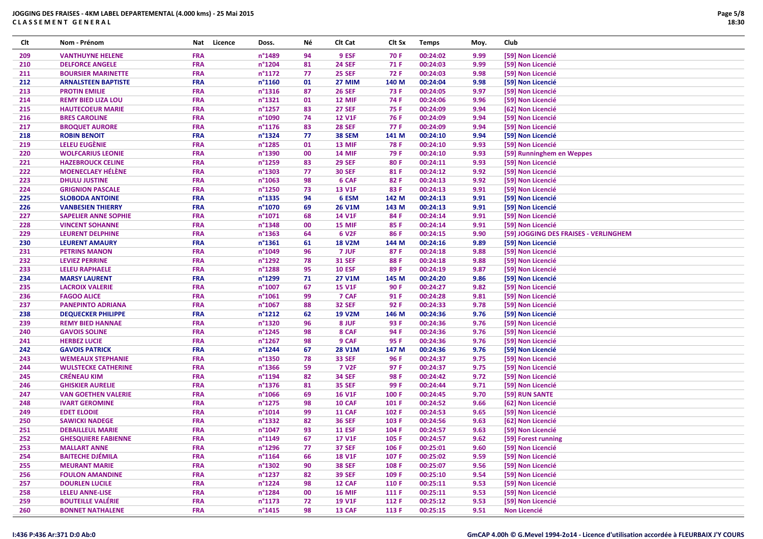**JOGGING DES FRAISES - 4KM LABEL DEPARTEMENTAL (4.000 kms) - 25 Mai 2015**
**CLASSEMENT GENERAL**

| Clt | Nom - Prénom | Nat | Licence | Doss. | Né | Clt Cat | Clt Sx | Temps | Moy. | Club |
|---|---|---|---|---|---|---|---|---|---|---|
| 209 | VANTHUYNE HELENE | FRA | | n°1489 | 94 | 9 ESF | 70 F | 00:24:02 | 9.99 | [59] Non Licencié |
| 210 | DELFORCE ANGELE | FRA | | n°1204 | 81 | 24 SEF | 71 F | 00:24:03 | 9.99 | [59] Non Licencié |
| 211 | BOURSIER MARINETTE | FRA | | n°1172 | 77 | 25 SEF | 72 F | 00:24:03 | 9.98 | [59] Non Licencié |
| 212 | ARNALSTEEN BAPTISTE | FRA | | n°1160 | 01 | 27 MIM | 140 M | 00:24:04 | 9.98 | [59] Non Licencié |
| 213 | PROTIN EMILIE | FRA | | n°1316 | 87 | 26 SEF | 73 F | 00:24:05 | 9.97 | [59] Non Licencié |
| 214 | REMY BIED LIZA LOU | FRA | | n°1321 | 01 | 12 MIF | 74 F | 00:24:06 | 9.96 | [59] Non Licencié |
| 215 | HAUTECOEUR MARIE | FRA | | n°1257 | 83 | 27 SEF | 75 F | 00:24:09 | 9.94 | [62] Non Licencié |
| 216 | BRES CAROLINE | FRA | | n°1090 | 74 | 12 V1F | 76 F | 00:24:09 | 9.94 | [59] Non Licencié |
| 217 | BROQUET AURORE | FRA | | n°1176 | 83 | 28 SEF | 77 F | 00:24:09 | 9.94 | [59] Non Licencié |
| 218 | ROBIN BENOIT | FRA | | n°1324 | 77 | 38 SEM | 141 M | 00:24:10 | 9.94 | [59] Non Licencié |
| 219 | LELEU EUGÈNIE | FRA | | n°1285 | 01 | 13 MIF | 78 F | 00:24:10 | 9.93 | [59] Non Licencié |
| 220 | WOLFCARIUS LEONIE | FRA | | n°1390 | 00 | 14 MIF | 79 F | 00:24:10 | 9.93 | [59] Runninghem en Weppes |
| 221 | HAZEBROUCK CELINE | FRA | | n°1259 | 83 | 29 SEF | 80 F | 00:24:11 | 9.93 | [59] Non Licencié |
| 222 | MOENECLAEY HÉLÈNE | FRA | | n°1303 | 77 | 30 SEF | 81 F | 00:24:12 | 9.92 | [59] Non Licencié |
| 223 | DHULU JUSTINE | FRA | | n°1063 | 98 | 6 CAF | 82 F | 00:24:13 | 9.92 | [59] Non Licencié |
| 224 | GRIGNION PASCALE | FRA | | n°1250 | 73 | 13 V1F | 83 F | 00:24:13 | 9.91 | [59] Non Licencié |
| 225 | SLOBODA ANTOINE | FRA | | n°1335 | 94 | 6 ESM | 142 M | 00:24:13 | 9.91 | [59] Non Licencié |
| 226 | VANBESIEN THIERRY | FRA | | n°1070 | 69 | 26 V1M | 143 M | 00:24:13 | 9.91 | [59] Non Licencié |
| 227 | SAPELIER ANNE SOPHIE | FRA | | n°1071 | 68 | 14 V1F | 84 F | 00:24:14 | 9.91 | [59] Non Licencié |
| 228 | VINCENT SOHANNE | FRA | | n°1348 | 00 | 15 MIF | 85 F | 00:24:14 | 9.91 | [59] Non Licencié |
| 229 | LEURENT DELPHINE | FRA | | n°1363 | 64 | 6 V2F | 86 F | 00:24:15 | 9.90 | [59] JOGGING DES FRAISES - VERLINGHEM |
| 230 | LEURENT AMAURY | FRA | | n°1361 | 61 | 18 V2M | 144 M | 00:24:16 | 9.89 | [59] Non Licencié |
| 231 | PETRINS MANON | FRA | | n°1049 | 96 | 7 JUF | 87 F | 00:24:18 | 9.88 | [59] Non Licencié |
| 232 | LEVIEZ PERRINE | FRA | | n°1292 | 78 | 31 SEF | 88 F | 00:24:18 | 9.88 | [59] Non Licencié |
| 233 | LELEU RAPHAELE | FRA | | n°1288 | 95 | 10 ESF | 89 F | 00:24:19 | 9.87 | [59] Non Licencié |
| 234 | MARSY LAURENT | FRA | | n°1299 | 71 | 27 V1M | 145 M | 00:24:20 | 9.86 | [59] Non Licencié |
| 235 | LACROIX VALERIE | FRA | | n°1007 | 67 | 15 V1F | 90 F | 00:24:27 | 9.82 | [59] Non Licencié |
| 236 | FAGOO ALICE | FRA | | n°1061 | 99 | 7 CAF | 91 F | 00:24:28 | 9.81 | [59] Non Licencié |
| 237 | PANEPINTO ADRIANA | FRA | | n°1067 | 88 | 32 SEF | 92 F | 00:24:33 | 9.78 | [59] Non Licencié |
| 238 | DEQUECKER PHILIPPE | FRA | | n°1212 | 62 | 19 V2M | 146 M | 00:24:36 | 9.76 | [59] Non Licencié |
| 239 | REMY BIED HANNAE | FRA | | n°1320 | 96 | 8 JUF | 93 F | 00:24:36 | 9.76 | [59] Non Licencié |
| 240 | GAVOIS SOLINE | FRA | | n°1245 | 98 | 8 CAF | 94 F | 00:24:36 | 9.76 | [59] Non Licencié |
| 241 | HERBEZ LUCIE | FRA | | n°1267 | 98 | 9 CAF | 95 F | 00:24:36 | 9.76 | [59] Non Licencié |
| 242 | GAVOIS PATRICK | FRA | | n°1244 | 67 | 28 V1M | 147 M | 00:24:36 | 9.76 | [59] Non Licencié |
| 243 | WEMEAUX STEPHANIE | FRA | | n°1350 | 78 | 33 SEF | 96 F | 00:24:37 | 9.75 | [59] Non Licencié |
| 244 | WULSTECKE CATHERINE | FRA | | n°1366 | 59 | 7 V2F | 97 F | 00:24:37 | 9.75 | [59] Non Licencié |
| 245 | CRÉNEAU KIM | FRA | | n°1194 | 82 | 34 SEF | 98 F | 00:24:42 | 9.72 | [59] Non Licencié |
| 246 | GHISKIER AURELIE | FRA | | n°1376 | 81 | 35 SEF | 99 F | 00:24:44 | 9.71 | [59] Non Licencié |
| 247 | VAN GOETHEN VALERIE | FRA | | n°1066 | 69 | 16 V1F | 100 F | 00:24:45 | 9.70 | [59] RUN SANTE |
| 248 | IVART GEROMINE | FRA | | n°1275 | 98 | 10 CAF | 101 F | 00:24:52 | 9.66 | [62] Non Licencié |
| 249 | EDET ELODIE | FRA | | n°1014 | 99 | 11 CAF | 102 F | 00:24:53 | 9.65 | [59] Non Licencié |
| 250 | SAWICKI NADEGE | FRA | | n°1332 | 82 | 36 SEF | 103 F | 00:24:56 | 9.63 | [62] Non Licencié |
| 251 | DEBAILLEUL MARIE | FRA | | n°1047 | 93 | 11 ESF | 104 F | 00:24:57 | 9.63 | [59] Non Licencié |
| 252 | GHESQUIERE FABIENNE | FRA | | n°1149 | 67 | 17 V1F | 105 F | 00:24:57 | 9.62 | [59] Forest running |
| 253 | MALLART ANNE | FRA | | n°1296 | 77 | 37 SEF | 106 F | 00:25:01 | 9.60 | [59] Non Licencié |
| 254 | BAITECHE DJÉMILA | FRA | | n°1164 | 66 | 18 V1F | 107 F | 00:25:02 | 9.59 | [59] Non Licencié |
| 255 | MEURANT MARIE | FRA | | n°1302 | 90 | 38 SEF | 108 F | 00:25:07 | 9.56 | [59] Non Licencié |
| 256 | FOULON AMANDINE | FRA | | n°1237 | 82 | 39 SEF | 109 F | 00:25:10 | 9.54 | [59] Non Licencié |
| 257 | DOURLEN LUCILE | FRA | | n°1224 | 98 | 12 CAF | 110 F | 00:25:11 | 9.53 | [59] Non Licencié |
| 258 | LELEU ANNE-LISE | FRA | | n°1284 | 00 | 16 MIF | 111 F | 00:25:11 | 9.53 | [59] Non Licencié |
| 259 | BOUTEILLE VALÉRIE | FRA | | n°1173 | 72 | 19 V1F | 112 F | 00:25:12 | 9.53 | [59] Non Licencié |
| 260 | BONNET NATHALENE | FRA | | n°1415 | 98 | 13 CAF | 113 F | 00:25:15 | 9.51 | Non Licencié |

I:436 P:436 Ar:371 D:0 Ab:0

GmCAP 4.00h © G.Mevel 1994-2o14 - Licence d'utilisation accordée à FLEURBAIX J'Y COURS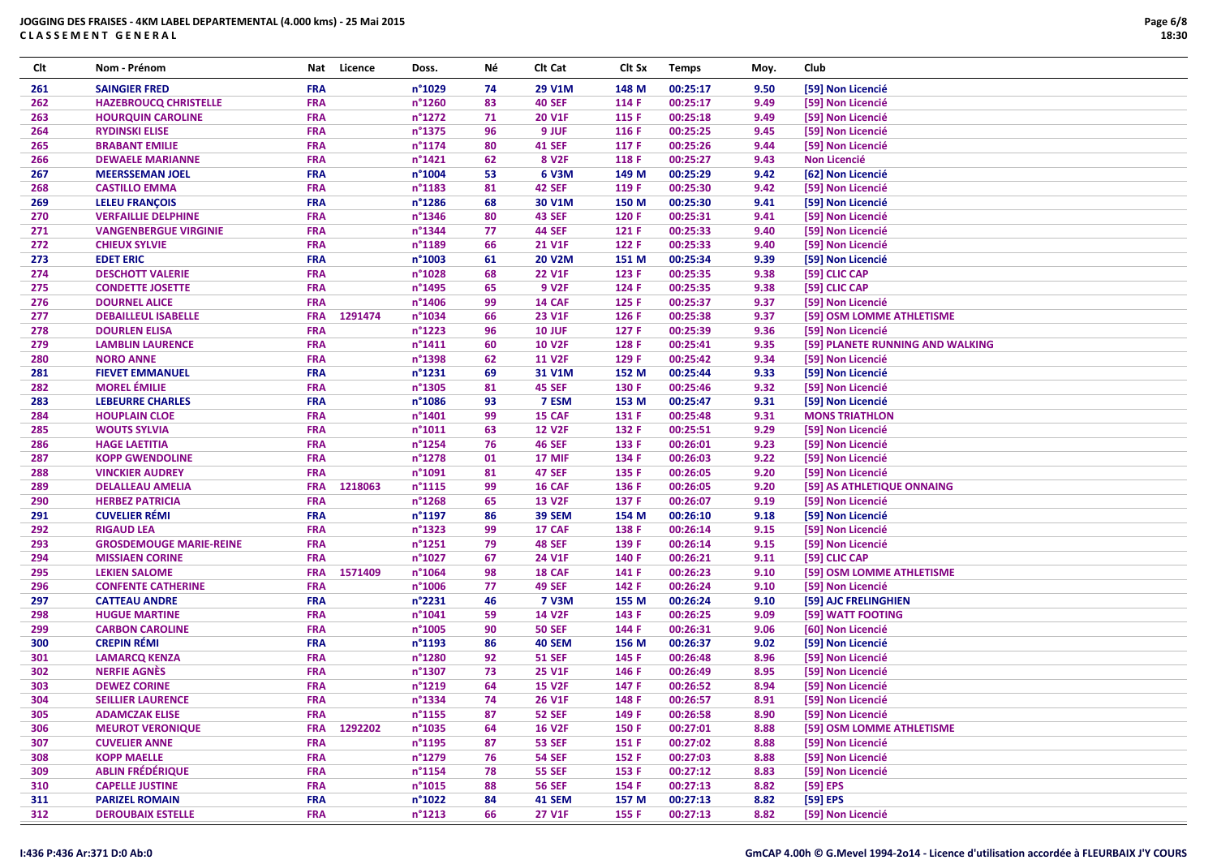**JOGGING DES FRAISES - 4KM LABEL DEPARTEMENTAL (4.000 kms) - 25 Mai 2015**
**CLASSEMENT GENERAL**

| Clt | Nom - Prénom | Nat | Licence | Doss. | Né | Clt Cat | Clt Sx | Temps | Moy. | Club |
|---|---|---|---|---|---|---|---|---|---|---|
| 261 | SAINGIER FRED | FRA | | n°1029 | 74 | 29 V1M | 148 M | 00:25:17 | 9.50 | [59] Non Licencié |
| 262 | HAZEBROUCQ CHRISTELLE | FRA | | n°1260 | 83 | 40 SEF | 114 F | 00:25:17 | 9.49 | [59] Non Licencié |
| 263 | HOURQUIN CAROLINE | FRA | | n°1272 | 71 | 20 V1F | 115 F | 00:25:18 | 9.49 | [59] Non Licencié |
| 264 | RYDINSKI ELISE | FRA | | n°1375 | 96 | 9 JUF | 116 F | 00:25:25 | 9.45 | [59] Non Licencié |
| 265 | BRABANT EMILIE | FRA | | n°1174 | 80 | 41 SEF | 117 F | 00:25:26 | 9.44 | [59] Non Licencié |
| 266 | DEWAELE MARIANNE | FRA | | n°1421 | 62 | 8 V2F | 118 F | 00:25:27 | 9.43 | Non Licencié |
| 267 | MEERSSEMAN JOEL | FRA | | n°1004 | 53 | 6 V3M | 149 M | 00:25:29 | 9.42 | [62] Non Licencié |
| 268 | CASTILLO EMMA | FRA | | n°1183 | 81 | 42 SEF | 119 F | 00:25:30 | 9.42 | [59] Non Licencié |
| 269 | LELEU FRANÇOIS | FRA | | n°1286 | 68 | 30 V1M | 150 M | 00:25:30 | 9.41 | [59] Non Licencié |
| 270 | VERFAILLIE DELPHINE | FRA | | n°1346 | 80 | 43 SEF | 120 F | 00:25:31 | 9.41 | [59] Non Licencié |
| 271 | VANGENBERGUE VIRGINIE | FRA | | n°1344 | 77 | 44 SEF | 121 F | 00:25:33 | 9.40 | [59] Non Licencié |
| 272 | CHIEUX SYLVIE | FRA | | n°1189 | 66 | 21 V1F | 122 F | 00:25:33 | 9.40 | [59] Non Licencié |
| 273 | EDET ERIC | FRA | | n°1003 | 61 | 20 V2M | 151 M | 00:25:34 | 9.39 | [59] Non Licencié |
| 274 | DESCHOTT VALERIE | FRA | | n°1028 | 68 | 22 V1F | 123 F | 00:25:35 | 9.38 | [59] CLIC CAP |
| 275 | CONDETTE JOSETTE | FRA | | n°1495 | 65 | 9 V2F | 124 F | 00:25:35 | 9.38 | [59] CLIC CAP |
| 276 | DOURNEL ALICE | FRA | | n°1406 | 99 | 14 CAF | 125 F | 00:25:37 | 9.37 | [59] Non Licencié |
| 277 | DEBAILLEUL ISABELLE | FRA | 1291474 | n°1034 | 66 | 23 V1F | 126 F | 00:25:38 | 9.37 | [59] OSM LOMME ATHLETISME |
| 278 | DOURLEN ELISA | FRA | | n°1223 | 96 | 10 JUF | 127 F | 00:25:39 | 9.36 | [59] Non Licencié |
| 279 | LAMBLIN LAURENCE | FRA | | n°1411 | 60 | 10 V2F | 128 F | 00:25:41 | 9.35 | [59] PLANETE RUNNING AND WALKING |
| 280 | NORO ANNE | FRA | | n°1398 | 62 | 11 V2F | 129 F | 00:25:42 | 9.34 | [59] Non Licencié |
| 281 | FIEVET EMMANUEL | FRA | | n°1231 | 69 | 31 V1M | 152 M | 00:25:44 | 9.33 | [59] Non Licencié |
| 282 | MOREL ÉMILIE | FRA | | n°1305 | 81 | 45 SEF | 130 F | 00:25:46 | 9.32 | [59] Non Licencié |
| 283 | LEBEURRE CHARLES | FRA | | n°1086 | 93 | 7 ESM | 153 M | 00:25:47 | 9.31 | [59] Non Licencié |
| 284 | HOUPLAIN CLOE | FRA | | n°1401 | 99 | 15 CAF | 131 F | 00:25:48 | 9.31 | MONS TRIATHLON |
| 285 | WOUTS SYLVIA | FRA | | n°1011 | 63 | 12 V2F | 132 F | 00:25:51 | 9.29 | [59] Non Licencié |
| 286 | HAGE LAETITIA | FRA | | n°1254 | 76 | 46 SEF | 133 F | 00:26:01 | 9.23 | [59] Non Licencié |
| 287 | KOPP GWENDOLINE | FRA | | n°1278 | 01 | 17 MIF | 134 F | 00:26:03 | 9.22 | [59] Non Licencié |
| 288 | VINCKIER AUDREY | FRA | | n°1091 | 81 | 47 SEF | 135 F | 00:26:05 | 9.20 | [59] Non Licencié |
| 289 | DELALLEAU AMELIA | FRA | 1218063 | n°1115 | 99 | 16 CAF | 136 F | 00:26:05 | 9.20 | [59] AS ATHLETIQUE ONNAING |
| 290 | HERBEZ PATRICIA | FRA | | n°1268 | 65 | 13 V2F | 137 F | 00:26:07 | 9.19 | [59] Non Licencié |
| 291 | CUVELIER RÉMI | FRA | | n°1197 | 86 | 39 SEM | 154 M | 00:26:10 | 9.18 | [59] Non Licencié |
| 292 | RIGAUD LEA | FRA | | n°1323 | 99 | 17 CAF | 138 F | 00:26:14 | 9.15 | [59] Non Licencié |
| 293 | GROSDEMOUGE MARIE-REINE | FRA | | n°1251 | 79 | 48 SEF | 139 F | 00:26:14 | 9.15 | [59] Non Licencié |
| 294 | MISSIAEN CORINE | FRA | | n°1027 | 67 | 24 V1F | 140 F | 00:26:21 | 9.11 | [59] CLIC CAP |
| 295 | LEKIEN SALOME | FRA | 1571409 | n°1064 | 98 | 18 CAF | 141 F | 00:26:23 | 9.10 | [59] OSM LOMME ATHLETISME |
| 296 | CONFENTE CATHERINE | FRA | | n°1006 | 77 | 49 SEF | 142 F | 00:26:24 | 9.10 | [59] Non Licencié |
| 297 | CATTEAU ANDRE | FRA | | n°2231 | 46 | 7 V3M | 155 M | 00:26:24 | 9.10 | [59] AJC FRELINGHIEN |
| 298 | HUGUE MARTINE | FRA | | n°1041 | 59 | 14 V2F | 143 F | 00:26:25 | 9.09 | [59] WATT FOOTING |
| 299 | CARBON CAROLINE | FRA | | n°1005 | 90 | 50 SEF | 144 F | 00:26:31 | 9.06 | [60] Non Licencié |
| 300 | CREPIN RÉMI | FRA | | n°1193 | 86 | 40 SEM | 156 M | 00:26:37 | 9.02 | [59] Non Licencié |
| 301 | LAMARCQ KENZA | FRA | | n°1280 | 92 | 51 SEF | 145 F | 00:26:48 | 8.96 | [59] Non Licencié |
| 302 | NERFIE AGNÈS | FRA | | n°1307 | 73 | 25 V1F | 146 F | 00:26:49 | 8.95 | [59] Non Licencié |
| 303 | DEWEZ CORINE | FRA | | n°1219 | 64 | 15 V2F | 147 F | 00:26:52 | 8.94 | [59] Non Licencié |
| 304 | SEILLIER LAURENCE | FRA | | n°1334 | 74 | 26 V1F | 148 F | 00:26:57 | 8.91 | [59] Non Licencié |
| 305 | ADAMCZAK ELISE | FRA | | n°1155 | 87 | 52 SEF | 149 F | 00:26:58 | 8.90 | [59] Non Licencié |
| 306 | MEUROT VERONIQUE | FRA | 1292202 | n°1035 | 64 | 16 V2F | 150 F | 00:27:01 | 8.88 | [59] OSM LOMME ATHLETISME |
| 307 | CUVELIER ANNE | FRA | | n°1195 | 87 | 53 SEF | 151 F | 00:27:02 | 8.88 | [59] Non Licencié |
| 308 | KOPP MAELLE | FRA | | n°1279 | 76 | 54 SEF | 152 F | 00:27:03 | 8.88 | [59] Non Licencié |
| 309 | ABLIN FRÉDÉRIQUE | FRA | | n°1154 | 78 | 55 SEF | 153 F | 00:27:12 | 8.83 | [59] Non Licencié |
| 310 | CAPELLE JUSTINE | FRA | | n°1015 | 88 | 56 SEF | 154 F | 00:27:13 | 8.82 | [59] EPS |
| 311 | PARIZEL ROMAIN | FRA | | n°1022 | 84 | 41 SEM | 157 M | 00:27:13 | 8.82 | [59] EPS |
| 312 | DEROUBAIX ESTELLE | FRA | | n°1213 | 66 | 27 V1F | 155 F | 00:27:13 | 8.82 | [59] Non Licencié |

I:436 P:436 Ar:371 D:0 Ab:0

GmCAP 4.00h © G.Mevel 1994-2o14 - Licence d'utilisation accordée à FLEURBAIX J'Y COURS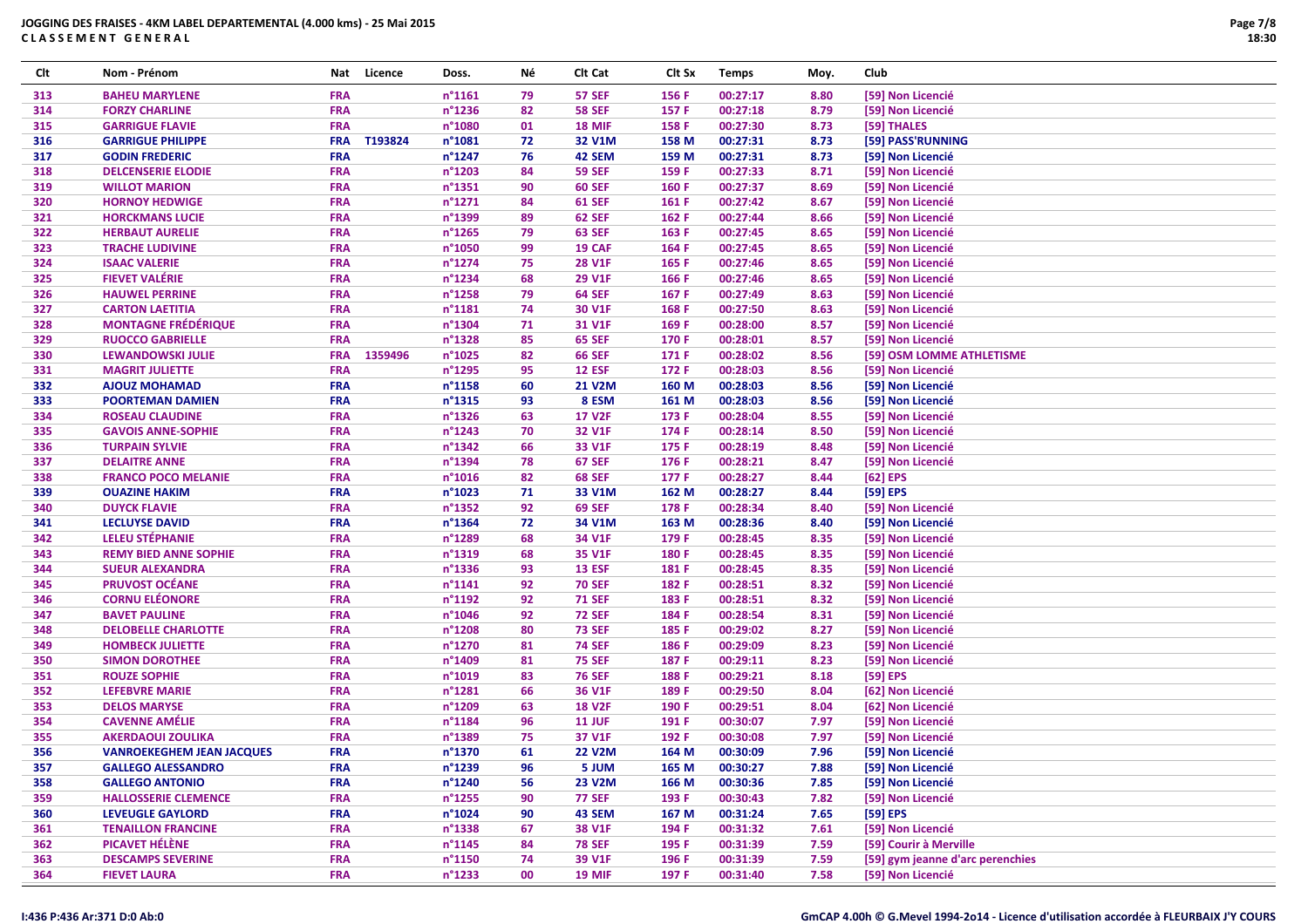# JOGGING DES FRAISES - 4KM LABEL DEPARTEMENTAL (4.000 kms) - 25 Mai 2015

## CLASSEMENT GENERAL

| Clt | Nom - Prénom | Nat | Licence | Doss. | Né | Clt Cat | Clt Sx | Temps | Moy. | Club |
|---|---|---|---|---|---|---|---|---|---|---|
| 313 | BAHEU MARYLENE | FRA | | n°1161 | 79 | 57 SEF | 156 F | 00:27:17 | 8.80 | [59] Non Licencié |
| 314 | FORZY CHARLINE | FRA | | n°1236 | 82 | 58 SEF | 157 F | 00:27:18 | 8.79 | [59] Non Licencié |
| 315 | GARRIGUE FLAVIE | FRA | | n°1080 | 01 | 18 MIF | 158 F | 00:27:30 | 8.73 | [59] THALES |
| 316 | GARRIGUE PHILIPPE | FRA | T193824 | n°1081 | 72 | 32 V1M | 158 M | 00:27:31 | 8.73 | [59] PASS'RUNNING |
| 317 | GODIN FREDERIC | FRA | | n°1247 | 76 | 42 SEM | 159 M | 00:27:31 | 8.73 | [59] Non Licencié |
| 318 | DELCENSERIE ELODIE | FRA | | n°1203 | 84 | 59 SEF | 159 F | 00:27:33 | 8.71 | [59] Non Licencié |
| 319 | WILLOT MARION | FRA | | n°1351 | 90 | 60 SEF | 160 F | 00:27:37 | 8.69 | [59] Non Licencié |
| 320 | HORNOY HEDWIGE | FRA | | n°1271 | 84 | 61 SEF | 161 F | 00:27:42 | 8.67 | [59] Non Licencié |
| 321 | HORCKMANS LUCIE | FRA | | n°1399 | 89 | 62 SEF | 162 F | 00:27:44 | 8.66 | [59] Non Licencié |
| 322 | HERBAUT AURELIE | FRA | | n°1265 | 79 | 63 SEF | 163 F | 00:27:45 | 8.65 | [59] Non Licencié |
| 323 | TRACHE LUDIVINE | FRA | | n°1050 | 99 | 19 CAF | 164 F | 00:27:45 | 8.65 | [59] Non Licencié |
| 324 | ISAAC VALERIE | FRA | | n°1274 | 75 | 28 V1F | 165 F | 00:27:46 | 8.65 | [59] Non Licencié |
| 325 | FIEVET VALÉRIE | FRA | | n°1234 | 68 | 29 V1F | 166 F | 00:27:46 | 8.65 | [59] Non Licencié |
| 326 | HAUWEL PERRINE | FRA | | n°1258 | 79 | 64 SEF | 167 F | 00:27:49 | 8.63 | [59] Non Licencié |
| 327 | CARTON LAETITIA | FRA | | n°1181 | 74 | 30 V1F | 168 F | 00:27:50 | 8.63 | [59] Non Licencié |
| 328 | MONTAGNE FRÉDÉRIQUE | FRA | | n°1304 | 71 | 31 V1F | 169 F | 00:28:00 | 8.57 | [59] Non Licencié |
| 329 | RUOCCO GABRIELLE | FRA | | n°1328 | 85 | 65 SEF | 170 F | 00:28:01 | 8.57 | [59] Non Licencié |
| 330 | LEWANDOWSKI JULIE | FRA | 1359496 | n°1025 | 82 | 66 SEF | 171 F | 00:28:02 | 8.56 | [59] OSM LOMME ATHLETISME |
| 331 | MAGRIT JULIETTE | FRA | | n°1295 | 95 | 12 ESF | 172 F | 00:28:03 | 8.56 | [59] Non Licencié |
| 332 | AJOUZ MOHAMAD | FRA | | n°1158 | 60 | 21 V2M | 160 M | 00:28:03 | 8.56 | [59] Non Licencié |
| 333 | POORTEMAN DAMIEN | FRA | | n°1315 | 93 | 8 ESM | 161 M | 00:28:03 | 8.56 | [59] Non Licencié |
| 334 | ROSEAU CLAUDINE | FRA | | n°1326 | 63 | 17 V2F | 173 F | 00:28:04 | 8.55 | [59] Non Licencié |
| 335 | GAVOIS ANNE-SOPHIE | FRA | | n°1243 | 70 | 32 V1F | 174 F | 00:28:14 | 8.50 | [59] Non Licencié |
| 336 | TURPAIN SYLVIE | FRA | | n°1342 | 66 | 33 V1F | 175 F | 00:28:19 | 8.48 | [59] Non Licencié |
| 337 | DELAITRE ANNE | FRA | | n°1394 | 78 | 67 SEF | 176 F | 00:28:21 | 8.47 | [59] Non Licencié |
| 338 | FRANCO POCO MELANIE | FRA | | n°1016 | 82 | 68 SEF | 177 F | 00:28:27 | 8.44 | [62] EPS |
| 339 | OUAZINE HAKIM | FRA | | n°1023 | 71 | 33 V1M | 162 M | 00:28:27 | 8.44 | [59] EPS |
| 340 | DUYCK FLAVIE | FRA | | n°1352 | 92 | 69 SEF | 178 F | 00:28:34 | 8.40 | [59] Non Licencié |
| 341 | LECLUYSE DAVID | FRA | | n°1364 | 72 | 34 V1M | 163 M | 00:28:36 | 8.40 | [59] Non Licencié |
| 342 | LELEU STÉPHANIE | FRA | | n°1289 | 68 | 34 V1F | 179 F | 00:28:45 | 8.35 | [59] Non Licencié |
| 343 | REMY BIED ANNE SOPHIE | FRA | | n°1319 | 68 | 35 V1F | 180 F | 00:28:45 | 8.35 | [59] Non Licencié |
| 344 | SUEUR ALEXANDRA | FRA | | n°1336 | 93 | 13 ESF | 181 F | 00:28:45 | 8.35 | [59] Non Licencié |
| 345 | PRUVOST OCÉANE | FRA | | n°1141 | 92 | 70 SEF | 182 F | 00:28:51 | 8.32 | [59] Non Licencié |
| 346 | CORNU ELÉONORE | FRA | | n°1192 | 92 | 71 SEF | 183 F | 00:28:51 | 8.32 | [59] Non Licencié |
| 347 | BAVET PAULINE | FRA | | n°1046 | 92 | 72 SEF | 184 F | 00:28:54 | 8.31 | [59] Non Licencié |
| 348 | DELOBELLE CHARLOTTE | FRA | | n°1208 | 80 | 73 SEF | 185 F | 00:29:02 | 8.27 | [59] Non Licencié |
| 349 | HOMBECK JULIETTE | FRA | | n°1270 | 81 | 74 SEF | 186 F | 00:29:09 | 8.23 | [59] Non Licencié |
| 350 | SIMON DOROTHEE | FRA | | n°1409 | 81 | 75 SEF | 187 F | 00:29:11 | 8.23 | [59] Non Licencié |
| 351 | ROUZE SOPHIE | FRA | | n°1019 | 83 | 76 SEF | 188 F | 00:29:21 | 8.18 | [59] EPS |
| 352 | LEFEBVRE MARIE | FRA | | n°1281 | 66 | 36 V1F | 189 F | 00:29:50 | 8.04 | [62] Non Licencié |
| 353 | DELOS MARYSE | FRA | | n°1209 | 63 | 18 V2F | 190 F | 00:29:51 | 8.04 | [62] Non Licencié |
| 354 | CAVENNE AMÉLIE | FRA | | n°1184 | 96 | 11 JUF | 191 F | 00:30:07 | 7.97 | [59] Non Licencié |
| 355 | AKERDAOUI ZOULIKA | FRA | | n°1389 | 75 | 37 V1F | 192 F | 00:30:08 | 7.97 | [59] Non Licencié |
| 356 | VANROEKEGHEM JEAN JACQUES | FRA | | n°1370 | 61 | 22 V2M | 164 M | 00:30:09 | 7.96 | [59] Non Licencié |
| 357 | GALLEGO ALESSANDRO | FRA | | n°1239 | 96 | 5 JUM | 165 M | 00:30:27 | 7.88 | [59] Non Licencié |
| 358 | GALLEGO ANTONIO | FRA | | n°1240 | 56 | 23 V2M | 166 M | 00:30:36 | 7.85 | [59] Non Licencié |
| 359 | HALLOSSERIE CLEMENCE | FRA | | n°1255 | 90 | 77 SEF | 193 F | 00:30:43 | 7.82 | [59] Non Licencié |
| 360 | LEVEUGLE GAYLORD | FRA | | n°1024 | 90 | 43 SEM | 167 M | 00:31:24 | 7.65 | [59] EPS |
| 361 | TENAILLON FRANCINE | FRA | | n°1338 | 67 | 38 V1F | 194 F | 00:31:32 | 7.61 | [59] Non Licencié |
| 362 | PICAVET HÉLÈNE | FRA | | n°1145 | 84 | 78 SEF | 195 F | 00:31:39 | 7.59 | [59] Courir à Merville |
| 363 | DESCAMPS SEVERINE | FRA | | n°1150 | 74 | 39 V1F | 196 F | 00:31:39 | 7.59 | [59] gym jeanne d'arc perenchies |
| 364 | FIEVET LAURA | FRA | | n°1233 | 00 | 19 MIF | 197 F | 00:31:40 | 7.58 | [59] Non Licencié |

I:436 P:436 Ar:371 D:0 Ab:0

GmCAP 4.00h © G.Mevel 1994-2o14 - Licence d'utilisation accordée à FLEURBAIX J'Y COURS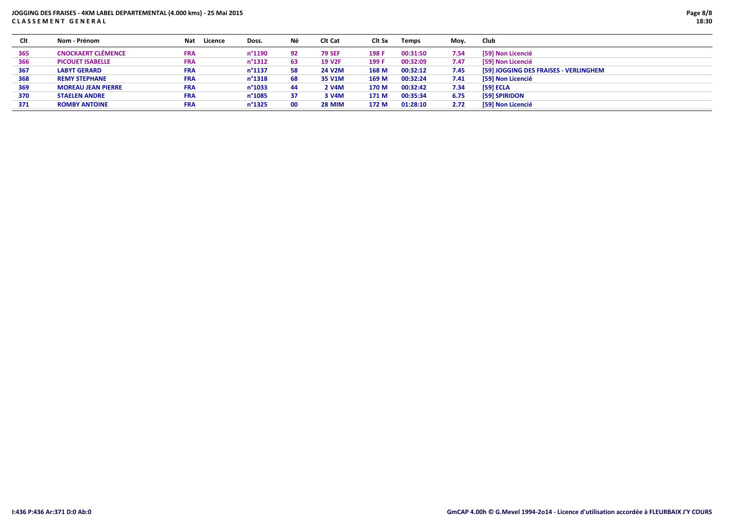JOGGING DES FRAISES - 4KM LABEL DEPARTEMENTAL (4.000 kms) - 25 Mai 2015
CLASSEMENT GENERAL

| Clt | Nom - Prénom | Nat | Licence | Doss. | Né | Clt Cat | Clt Sx | Temps | Moy. | Club |
|---|---|---|---|---|---|---|---|---|---|---|
| 365 | CNOCKAERT CLÉMENCE | FRA | | n°1190 | 92 | 79 SEF | 198 F | 00:31:50 | 7.54 | [59] Non Licencié |
| 366 | PICOUET ISABELLE | FRA | | n°1312 | 63 | 19 V2F | 199 F | 00:32:09 | 7.47 | [59] Non Licencié |
| 367 | LABYT GERARD | FRA | | n°1137 | 58 | 24 V2M | 168 M | 00:32:12 | 7.45 | [59] JOGGING DES FRAISES - VERLINGHEM |
| 368 | REMY STEPHANE | FRA | | n°1318 | 68 | 35 V1M | 169 M | 00:32:24 | 7.41 | [59] Non Licencié |
| 369 | MOREAU JEAN PIERRE | FRA | | n°1033 | 44 | 2 V4M | 170 M | 00:32:42 | 7.34 | [59] ECLA |
| 370 | STAELEN ANDRE | FRA | | n°1085 | 37 | 3 V4M | 171 M | 00:35:34 | 6.75 | [59] SPIRIDON |
| 371 | ROMBY ANTOINE | FRA | | n°1325 | 00 | 28 MIM | 172 M | 01:28:10 | 2.72 | [59] Non Licencié |

I:436 P:436 Ar:371 D:0 Ab:0

GmCAP 4.00h © G.Mevel 1994-2o14 - Licence d'utilisation accordée à FLEURBAIX J'Y COURS